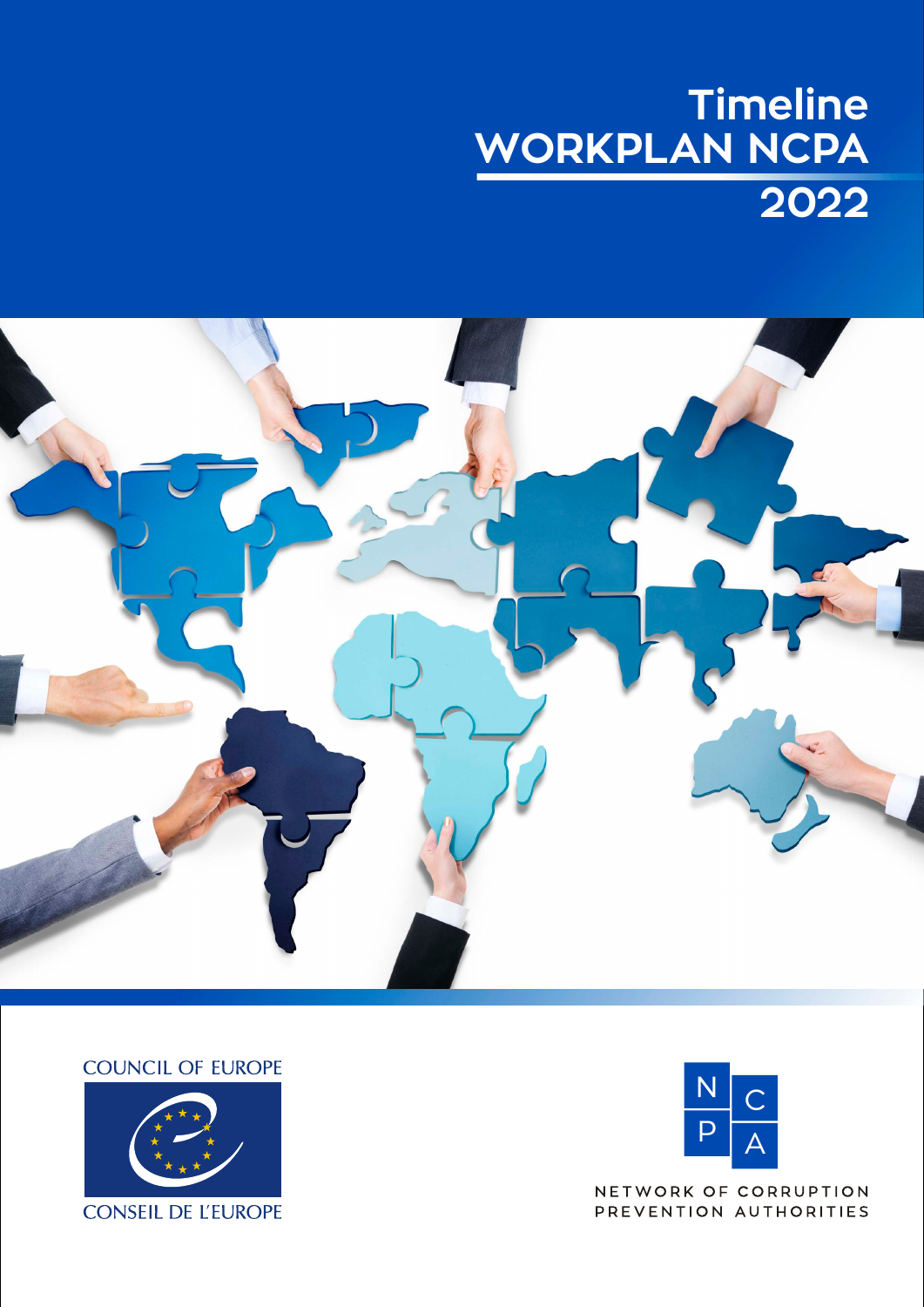# Timeline WORKPLAN NCPA 2022

COUNCIL OF EUROPE

CONSEIL DE L'EUROPE

NETWORK OF CORRUPTION PREVENTION AUTHORITIES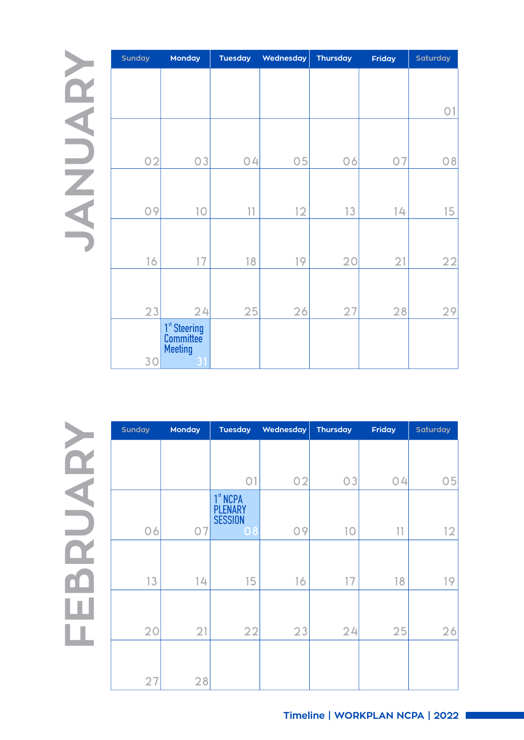# JANUARY

| Sunday | Monday | Tuesday | Wednesday | Thursday | Friday | Saturday |
|---|---|---|---|---|---|---|
| | | | | | | 01 |
| 02 | 03 | 04 | 05 | 06 | 07 | 08 |
| 09 | 10 | 11 | 12 | 13 | 14 | 15 |
| 16 | 17 | 18 | 19 | 20 | 21 | 22 |
| 23 | 24 | 25 | 26 | 27 | 28 | 29 |
| 30 | 1st Steering Committee Meeting 31 | | | | | |

# FEBRUARY

| Sunday | Monday | Tuesday | Wednesday | Thursday | Friday | Saturday |
|---|---|---|---|---|---|---|
| | | 01 | 02 | 03 | 04 | 05 |
| 06 | 07 | 1st NCPA PLENARY SESSION 08 | 09 | 10 | 11 | 12 |
| 13 | 14 | 15 | 16 | 17 | 18 | 19 |
| 20 | 21 | 22 | 23 | 24 | 25 | 26 |
| 27 | 28 | | | | | |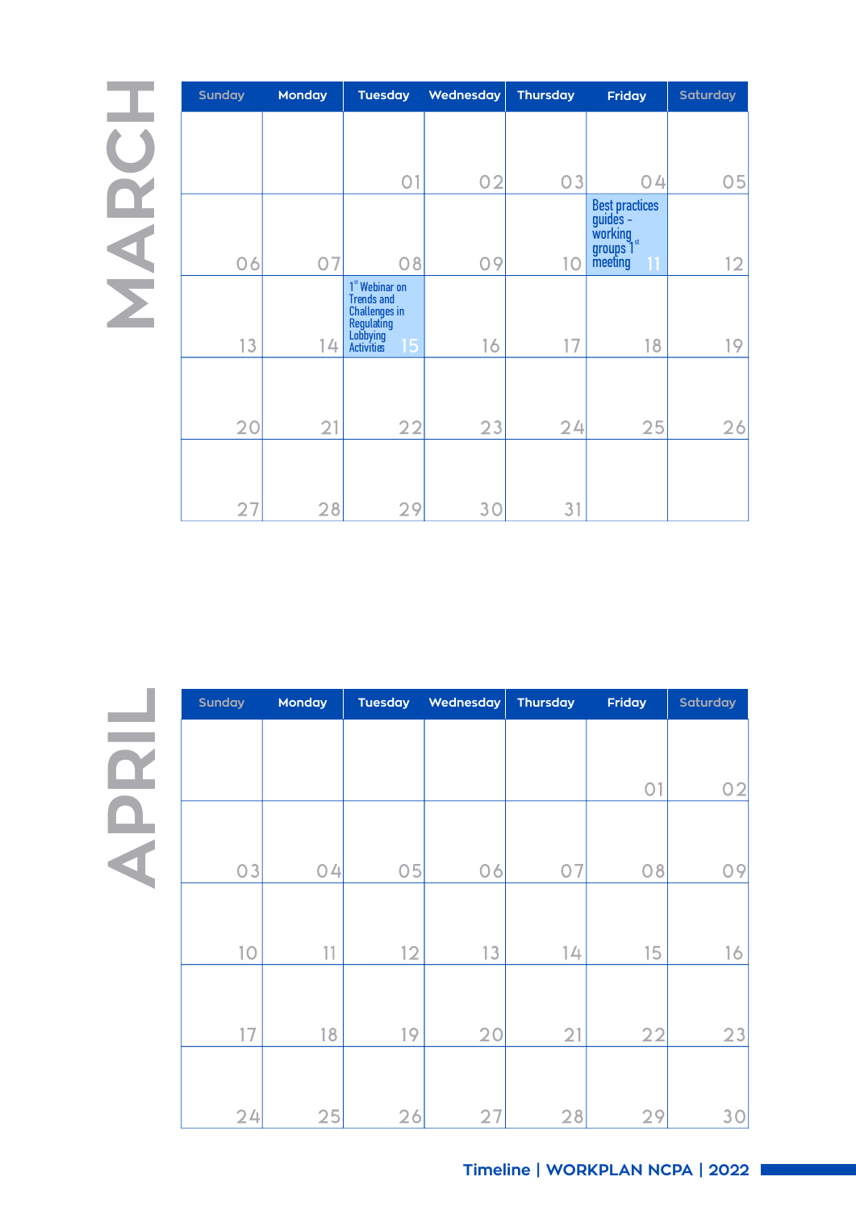## MARCH

| Sunday | Monday | Tuesday | Wednesday | Thursday | Friday | Saturday |
|---|---|---|---|---|---|---|
| | | 01 | 02 | 03 | 04 | 05 |
| 06 | 07 | 08 | 09 | 10 | Best practices guides - working groups 1st meeting 11 | 12 |
| 13 | 14 | 1st Webinar on Trends and Challenges in Regulating Lobbying Activities 15 | 16 | 17 | 18 | 19 |
| 20 | 21 | 22 | 23 | 24 | 25 | 26 |
| 27 | 28 | 29 | 30 | 31 | | |

## APRIL

| Sunday | Monday | Tuesday | Wednesday | Thursday | Friday | Saturday |
|---|---|---|---|---|---|---|
| | | | | | 01 | 02 |
| 03 | 04 | 05 | 06 | 07 | 08 | 09 |
| 10 | 11 | 12 | 13 | 14 | 15 | 16 |
| 17 | 18 | 19 | 20 | 21 | 22 | 23 |
| 24 | 25 | 26 | 27 | 28 | 29 | 30 |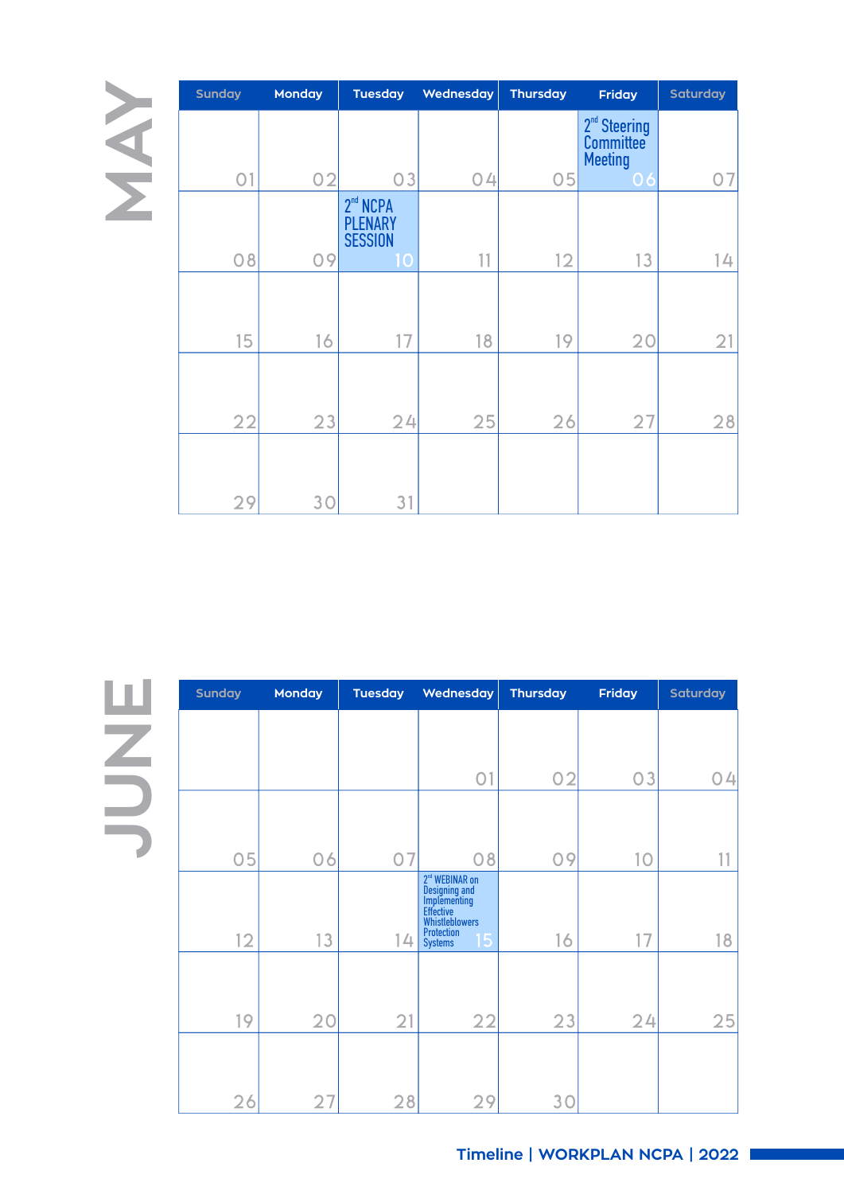# MAY

| Sunday | Monday | Tuesday | Wednesday | Thursday | Friday | Saturday |
|---|---|---|---|---|---|---|
| 01 | 02 | 03 | 04 | 05 | 2nd Steering Committee Meeting 06 | 07 |
| 08 | 09 | 2nd NCPA PLENARY SESSION 10 | 11 | 12 | 13 | 14 |
| 15 | 16 | 17 | 18 | 19 | 20 | 21 |
| 22 | 23 | 24 | 25 | 26 | 27 | 28 |
| 29 | 30 | 31 | | | | |

# JUNE

| Sunday | Monday | Tuesday | Wednesday | Thursday | Friday | Saturday |
|---|---|---|---|---|---|---|
| | | | 01 | 02 | 03 | 04 |
| 05 | 06 | 07 | 08 | 09 | 10 | 11 |
| 12 | 13 | 14 | 2nd WEBINAR on Designing and Implementing Effective Whistleblowers Protection Systems 15 | 16 | 17 | 18 |
| 19 | 20 | 21 | 22 | 23 | 24 | 25 |
| 26 | 27 | 28 | 29 | 30 | | |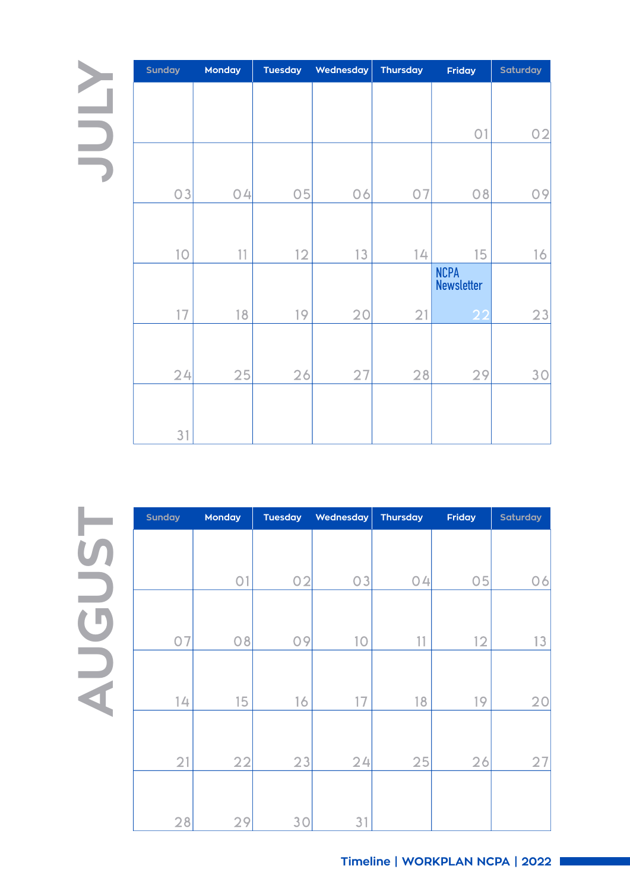# JULY

| Sunday | Monday | Tuesday | Wednesday | Thursday | Friday | Saturday |
|---|---|---|---|---|---|---|
| | | | | | 01 | 02 |
| 03 | 04 | 05 | 06 | 07 | 08 | 09 |
| 10 | 11 | 12 | 13 | 14 | 15 | 16 |
| 17 | 18 | 19 | 20 | 21 | NCPA Newsletter 22 | 23 |
| 24 | 25 | 26 | 27 | 28 | 29 | 30 |
| 31 | | | | | | |

# AUGUST

| Sunday | Monday | Tuesday | Wednesday | Thursday | Friday | Saturday |
|---|---|---|---|---|---|---|
| | 01 | 02 | 03 | 04 | 05 | 06 |
| 07 | 08 | 09 | 10 | 11 | 12 | 13 |
| 14 | 15 | 16 | 17 | 18 | 19 | 20 |
| 21 | 22 | 23 | 24 | 25 | 26 | 27 |
| 28 | 29 | 30 | 31 | | | |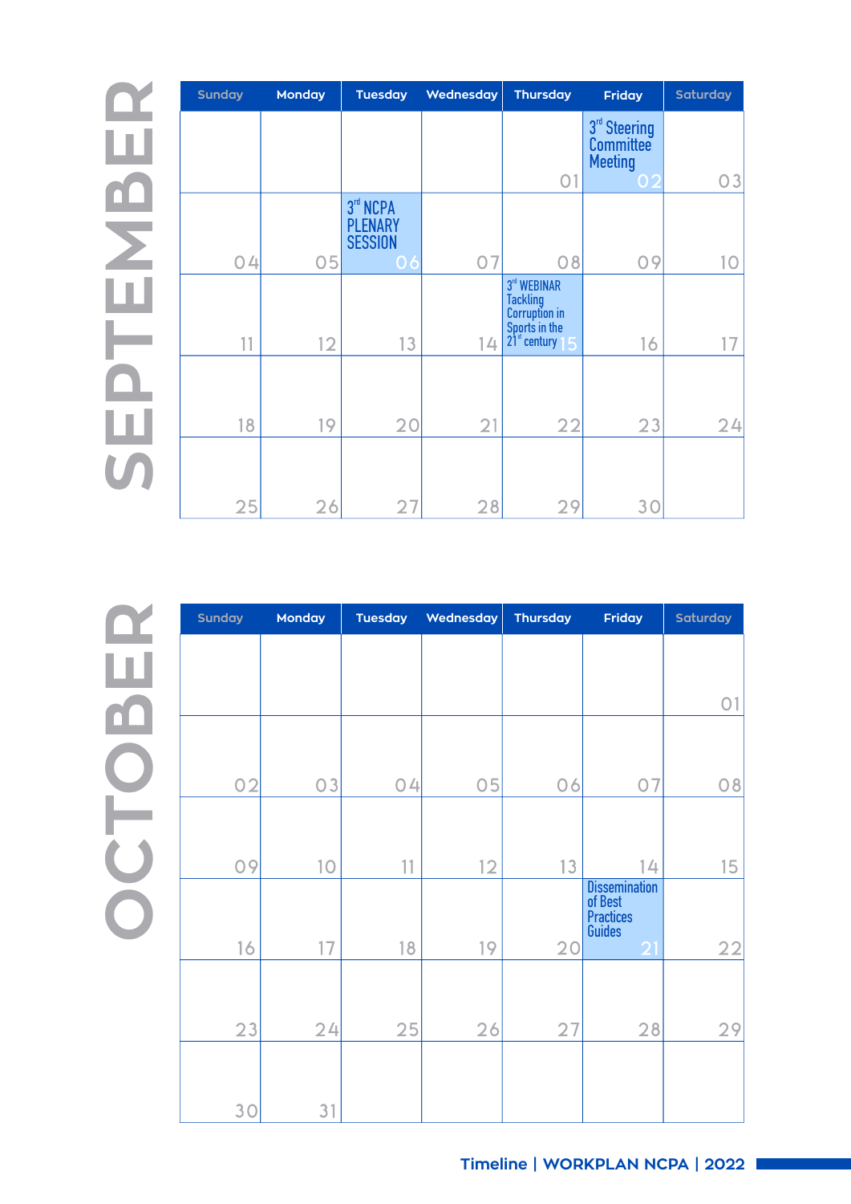# SEPTEMBER

| Sunday | Monday | Tuesday | Wednesday | Thursday | Friday | Saturday |
|---|---|---|---|---|---|---|
| | | | | 01 | 3rd Steering Committee Meeting 02 | 03 |
| 04 | 05 | 3rd NCPA PLENARY SESSION 06 | 07 | 08 | 09 | 10 |
| 11 | 12 | 13 | 14 | 3rd WEBINAR Tackling Corruption in Sports in the 21st century 15 | 16 | 17 |
| 18 | 19 | 20 | 21 | 22 | 23 | 24 |
| 25 | 26 | 27 | 28 | 29 | 30 | |

# OCTOBER

| Sunday | Monday | Tuesday | Wednesday | Thursday | Friday | Saturday |
|---|---|---|---|---|---|---|
| | | | | | | 01 |
| 02 | 03 | 04 | 05 | 06 | 07 | 08 |
| 09 | 10 | 11 | 12 | 13 | 14 | 15 |
| 16 | 17 | 18 | 19 | 20 | Dissemination of Best Practices Guides 21 | 22 |
| 23 | 24 | 25 | 26 | 27 | 28 | 29 |
| 30 | 31 | | | | | |

**Timeline | WORKPLAN NCPA | 2022**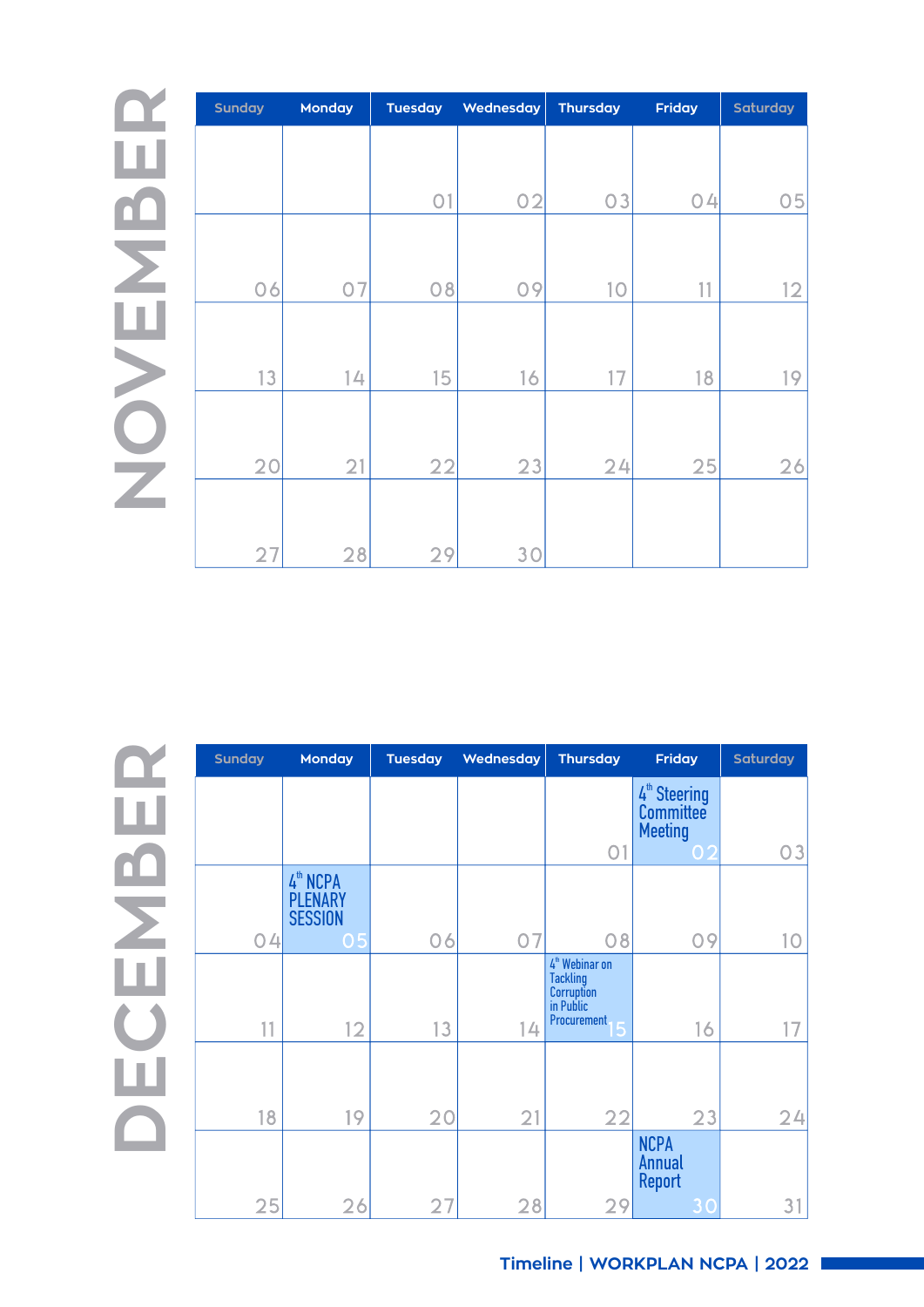# NOVEMBER

| Sunday | Monday | Tuesday | Wednesday | Thursday | Friday | Saturday |
|---|---|---|---|---|---|---|
| | | 01 | 02 | 03 | 04 | 05 |
| 06 | 07 | 08 | 09 | 10 | 11 | 12 |
| 13 | 14 | 15 | 16 | 17 | 18 | 19 |
| 20 | 21 | 22 | 23 | 24 | 25 | 26 |
| 27 | 28 | 29 | 30 | | | |

# DECEMBER

| Sunday | Monday | Tuesday | Wednesday | Thursday | Friday | Saturday |
|---|---|---|---|---|---|---|
| | | | | 01 | 4th Steering Committee Meeting 02 | 03 |
| 04 | 4th NCPA PLENARY SESSION 05 | 06 | 07 | 08 | 09 | 10 |
| 11 | 12 | 13 | 14 | 4th Webinar on Tackling Corruption in Public Procurement 15 | 16 | 17 |
| 18 | 19 | 20 | 21 | 22 | 23 | 24 |
| 25 | 26 | 27 | 28 | 29 | NCPA Annual Report 30 | 31 |